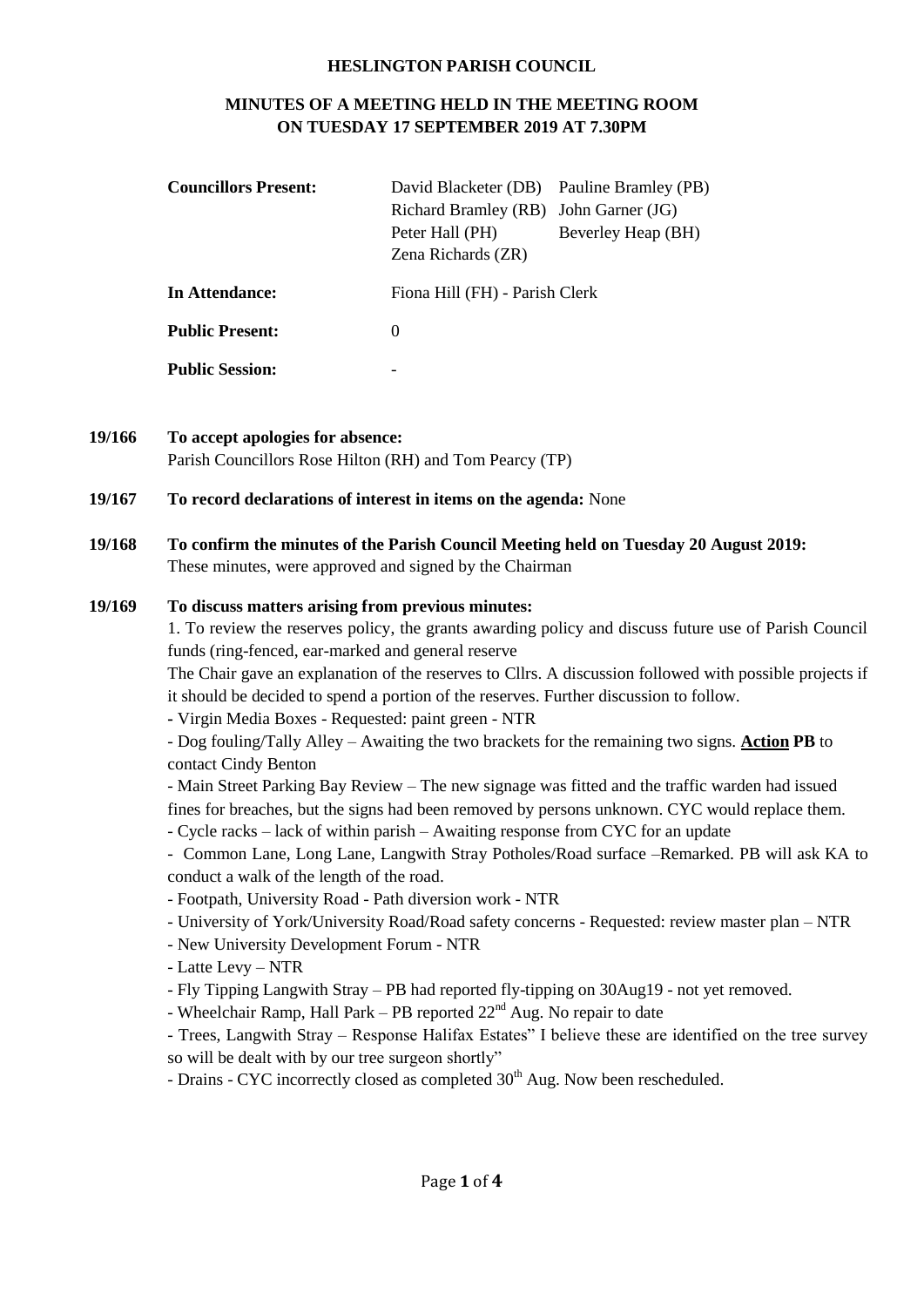**HESLINGTON PARISH COUNCIL**

**MINUTES OF A MEETING HELD IN THE MEETING ROOM ON TUESDAY 17 SEPTEMBER 2019 AT 7.30PM**

| | | |
|---|---|---|
| **Councillors Present:** | David Blacketer (DB) | Pauline Bramley (PB) |
| | Richard Bramley (RB) | John Garner (JG) |
| | Peter Hall (PH) | Beverley Heap (BH) |
| | Zena Richards (ZR) | |
| **In Attendance:** | Fiona Hill (FH) - Parish Clerk | |
| **Public Present:** | 0 | |
| **Public Session:** | - | |

**19/166 To accept apologies for absence:**
Parish Councillors Rose Hilton (RH) and Tom Pearcy (TP)

**19/167 To record declarations of interest in items on the agenda:** None

**19/168 To confirm the minutes of the Parish Council Meeting held on Tuesday 20 August 2019:**
These minutes, were approved and signed by the Chairman

**19/169 To discuss matters arising from previous minutes:**

1. To review the reserves policy, the grants awarding policy and discuss future use of Parish Council funds (ring-fenced, ear-marked and general reserve

The Chair gave an explanation of the reserves to Cllrs. A discussion followed with possible projects if it should be decided to spend a portion of the reserves. Further discussion to follow.

- Virgin Media Boxes - Requested: paint green - NTR
- Dog fouling/Tally Alley – Awaiting the two brackets for the remaining two signs. **Action PB** to contact Cindy Benton
- Main Street Parking Bay Review – The new signage was fitted and the traffic warden had issued fines for breaches, but the signs had been removed by persons unknown. CYC would replace them.
- Cycle racks – lack of within parish – Awaiting response from CYC for an update
- Common Lane, Long Lane, Langwith Stray Potholes/Road surface –Remarked. PB will ask KA to conduct a walk of the length of the road.
- Footpath, University Road - Path diversion work - NTR
- University of York/University Road/Road safety concerns - Requested: review master plan – NTR
- New University Development Forum - NTR
- Latte Levy – NTR
- Fly Tipping Langwith Stray – PB had reported fly-tipping on 30Aug19 - not yet removed.
- Wheelchair Ramp, Hall Park – PB reported 22nd Aug. No repair to date
- Trees, Langwith Stray – Response Halifax Estates" I believe these are identified on the tree survey so will be dealt with by our tree surgeon shortly"
- Drains - CYC incorrectly closed as completed 30th Aug. Now been rescheduled.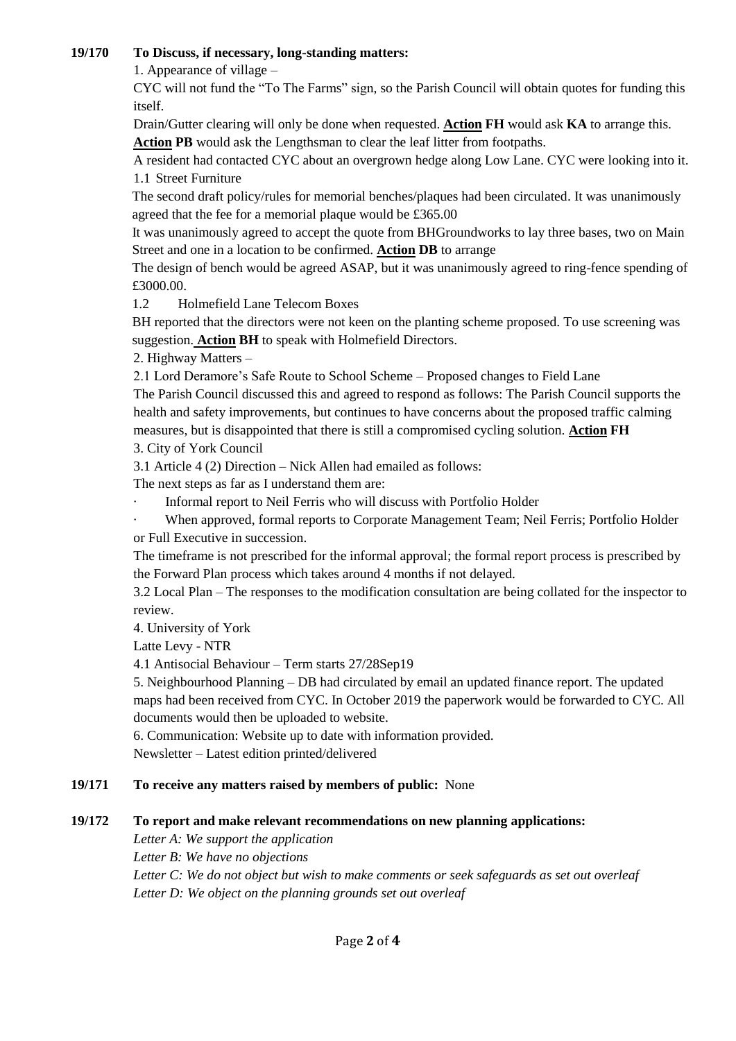**19/170 To Discuss, if necessary, long-standing matters:**

1. Appearance of village –

CYC will not fund the "To The Farms" sign, so the Parish Council will obtain quotes for funding this itself.

Drain/Gutter clearing will only be done when requested. **Action FH** would ask **KA** to arrange this. **Action PB** would ask the Lengthsman to clear the leaf litter from footpaths.

A resident had contacted CYC about an overgrown hedge along Low Lane. CYC were looking into it.

1.1 Street Furniture

The second draft policy/rules for memorial benches/plaques had been circulated. It was unanimously agreed that the fee for a memorial plaque would be £365.00

It was unanimously agreed to accept the quote from BHGroundworks to lay three bases, two on Main Street and one in a location to be confirmed. **Action DB** to arrange

The design of bench would be agreed ASAP, but it was unanimously agreed to ring-fence spending of £3000.00.

1.2 Holmefield Lane Telecom Boxes

BH reported that the directors were not keen on the planting scheme proposed. To use screening was suggestion. **Action BH** to speak with Holmefield Directors.

2. Highway Matters –

2.1 Lord Deramore's Safe Route to School Scheme – Proposed changes to Field Lane

The Parish Council discussed this and agreed to respond as follows: The Parish Council supports the health and safety improvements, but continues to have concerns about the proposed traffic calming measures, but is disappointed that there is still a compromised cycling solution. **Action FH**

3. City of York Council

3.1 Article 4 (2) Direction – Nick Allen had emailed as follows:

The next steps as far as I understand them are:

- Informal report to Neil Ferris who will discuss with Portfolio Holder
- When approved, formal reports to Corporate Management Team; Neil Ferris; Portfolio Holder or Full Executive in succession.

The timeframe is not prescribed for the informal approval; the formal report process is prescribed by the Forward Plan process which takes around 4 months if not delayed.

3.2 Local Plan – The responses to the modification consultation are being collated for the inspector to review.

4. University of York

Latte Levy - NTR

4.1 Antisocial Behaviour – Term starts 27/28Sep19

5. Neighbourhood Planning – DB had circulated by email an updated finance report. The updated maps had been received from CYC. In October 2019 the paperwork would be forwarded to CYC. All documents would then be uploaded to website.

6. Communication: Website up to date with information provided.

Newsletter – Latest edition printed/delivered

**19/171 To receive any matters raised by members of public:** None

**19/172 To report and make relevant recommendations on new planning applications:**

*Letter A: We support the application*

*Letter B: We have no objections*

*Letter C: We do not object but wish to make comments or seek safeguards as set out overleaf*

*Letter D: We object on the planning grounds set out overleaf*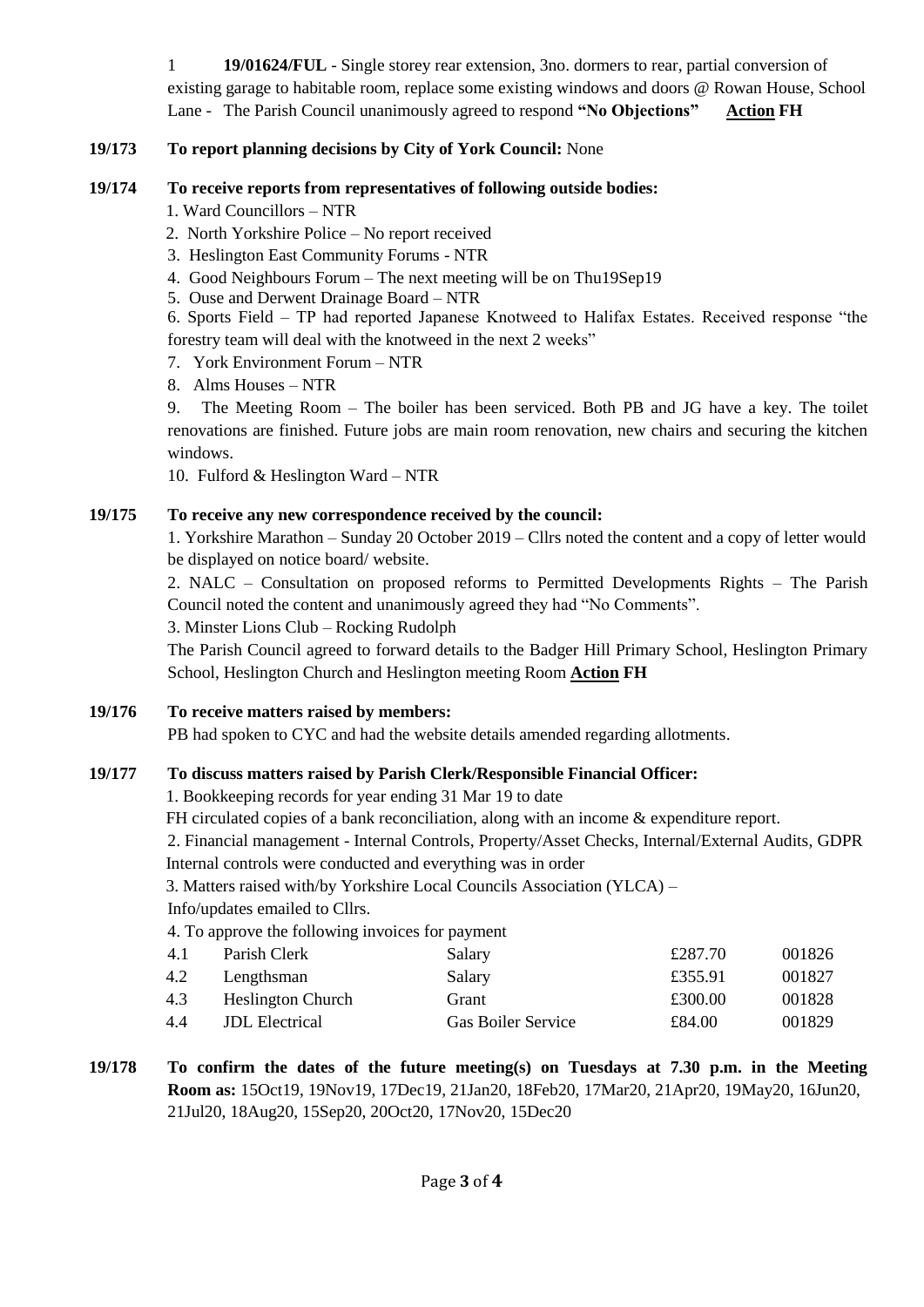1 **19/01624/FUL** - Single storey rear extension, 3no. dormers to rear, partial conversion of existing garage to habitable room, replace some existing windows and doors @ Rowan House, School Lane - The Parish Council unanimously agreed to respond **"No Objections"** **Action FH**

**19/173 To report planning decisions by City of York Council:** None

**19/174 To receive reports from representatives of following outside bodies:**

1. Ward Councillors – NTR
2. North Yorkshire Police – No report received
3. Heslington East Community Forums - NTR
4. Good Neighbours Forum – The next meeting will be on Thu19Sep19
5. Ouse and Derwent Drainage Board – NTR
6. Sports Field – TP had reported Japanese Knotweed to Halifax Estates. Received response "the forestry team will deal with the knotweed in the next 2 weeks"
7. York Environment Forum – NTR
8. Alms Houses – NTR
9. The Meeting Room – The boiler has been serviced. Both PB and JG have a key. The toilet renovations are finished. Future jobs are main room renovation, new chairs and securing the kitchen windows.
10. Fulford & Heslington Ward – NTR

**19/175 To receive any new correspondence received by the council:**

1. Yorkshire Marathon – Sunday 20 October 2019 – Cllrs noted the content and a copy of letter would be displayed on notice board/ website.
2. NALC – Consultation on proposed reforms to Permitted Developments Rights – The Parish Council noted the content and unanimously agreed they had "No Comments".
3. Minster Lions Club – Rocking Rudolph

The Parish Council agreed to forward details to the Badger Hill Primary School, Heslington Primary School, Heslington Church and Heslington meeting Room **Action FH**

**19/176 To receive matters raised by members:**

PB had spoken to CYC and had the website details amended regarding allotments.

**19/177 To discuss matters raised by Parish Clerk/Responsible Financial Officer:**

1. Bookkeeping records for year ending 31 Mar 19 to date

FH circulated copies of a bank reconciliation, along with an income & expenditure report.

2. Financial management - Internal Controls, Property/Asset Checks, Internal/External Audits, GDPR

Internal controls were conducted and everything was in order

3. Matters raised with/by Yorkshire Local Councils Association (YLCA) –

Info/updates emailed to Cllrs.

4. To approve the following invoices for payment

| | | | | |
|---|---|---|---|---|
| 4.1 | Parish Clerk | Salary | £287.70 | 001826 |
| 4.2 | Lengthsman | Salary | £355.91 | 001827 |
| 4.3 | Heslington Church | Grant | £300.00 | 001828 |
| 4.4 | JDL Electrical | Gas Boiler Service | £84.00 | 001829 |

**19/178 To confirm the dates of the future meeting(s) on Tuesdays at 7.30 p.m. in the Meeting Room as:** 15Oct19, 19Nov19, 17Dec19, 21Jan20, 18Feb20, 17Mar20, 21Apr20, 19May20, 16Jun20, 21Jul20, 18Aug20, 15Sep20, 20Oct20, 17Nov20, 15Dec20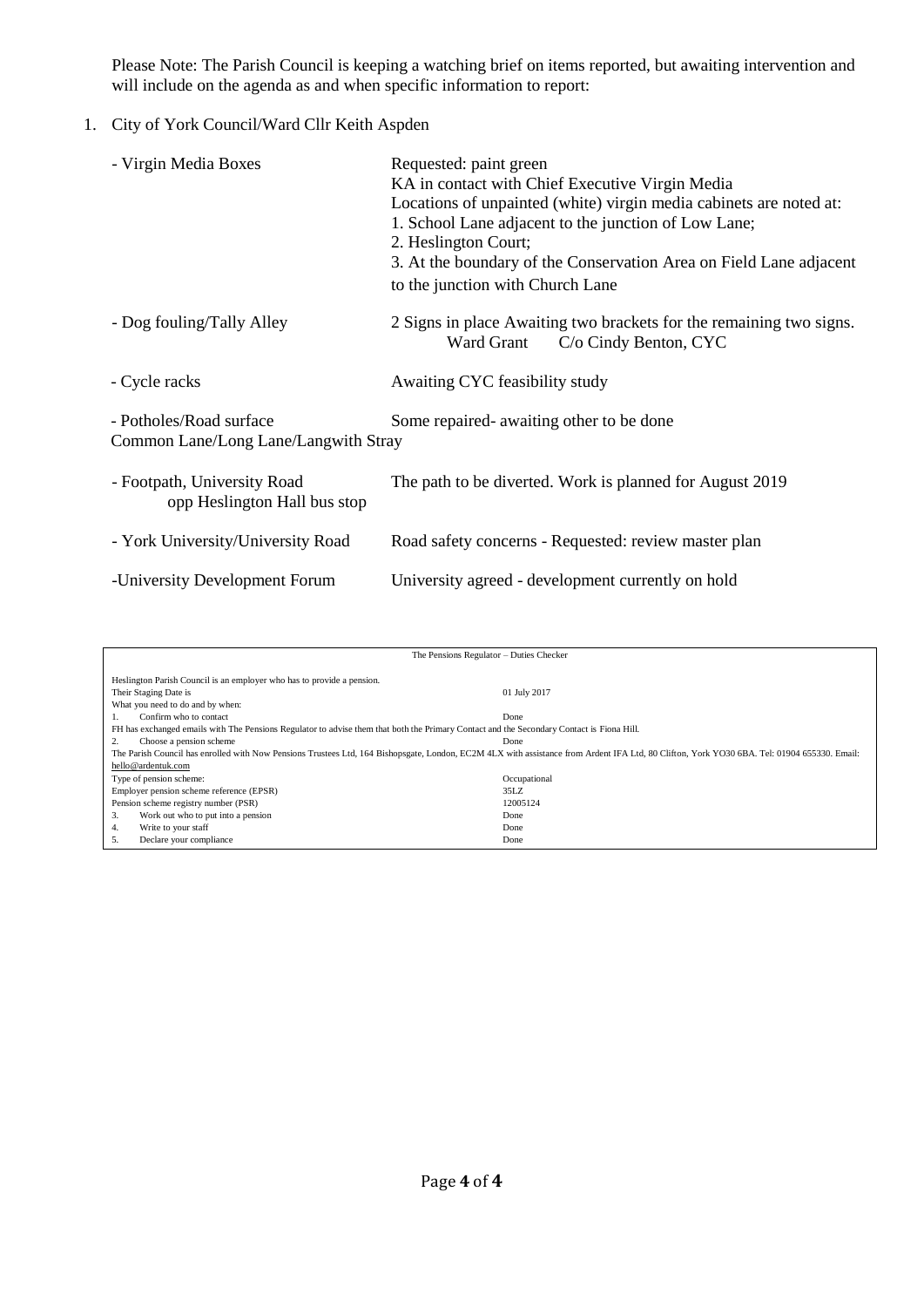Please Note: The Parish Council is keeping a watching brief on items reported, but awaiting intervention and will include on the agenda as and when specific information to report:

1. City of York Council/Ward Cllr Keith Aspden

| | |
|---|---|
| - Virgin Media Boxes | Requested: paint green<br>KA in contact with Chief Executive Virgin Media<br>Locations of unpainted (white) virgin media cabinets are noted at:<br>1. School Lane adjacent to the junction of Low Lane;<br>2. Heslington Court;<br>3. At the boundary of the Conservation Area on Field Lane adjacent to the junction with Church Lane |
| - Dog fouling/Tally Alley | 2 Signs in place Awaiting two brackets for the remaining two signs.<br>Ward Grant C/o Cindy Benton, CYC |
| - Cycle racks | Awaiting CYC feasibility study |
| - Potholes/Road surface<br>Common Lane/Long Lane/Langwith Stray | Some repaired- awaiting other to be done |
| - Footpath, University Road opp Heslington Hall bus stop | The path to be diverted. Work is planned for August 2019 |
| - York University/University Road | Road safety concerns - Requested: review master plan |
| -University Development Forum | University agreed - development currently on hold |

| The Pensions Regulator – Duties Checker | |
|---|---|
| Heslington Parish Council is an employer who has to provide a pension. | |
| Their Staging Date is | 01 July 2017 |
| What you need to do and by when: | |
| 1. Confirm who to contact | Done |
| FH has exchanged emails with The Pensions Regulator to advise them that both the Primary Contact and the Secondary Contact is Fiona Hill. | |
| 2. Choose a pension scheme | Done |
| The Parish Council has enrolled with Now Pensions Trustees Ltd, 164 Bishopsgate, London, EC2M 4LX with assistance from Ardent IFA Ltd, 80 Clifton, York YO30 6BA. Tel: 01904 655330. Email: hello@ardentuk.com | |
| Type of pension scheme: | Occupational |
| Employer pension scheme reference (EPSR) | 35LZ |
| Pension scheme registry number (PSR) | 12005124 |
| 3. Work out who to put into a pension | Done |
| 4. Write to your staff | Done |
| 5. Declare your compliance | Done |